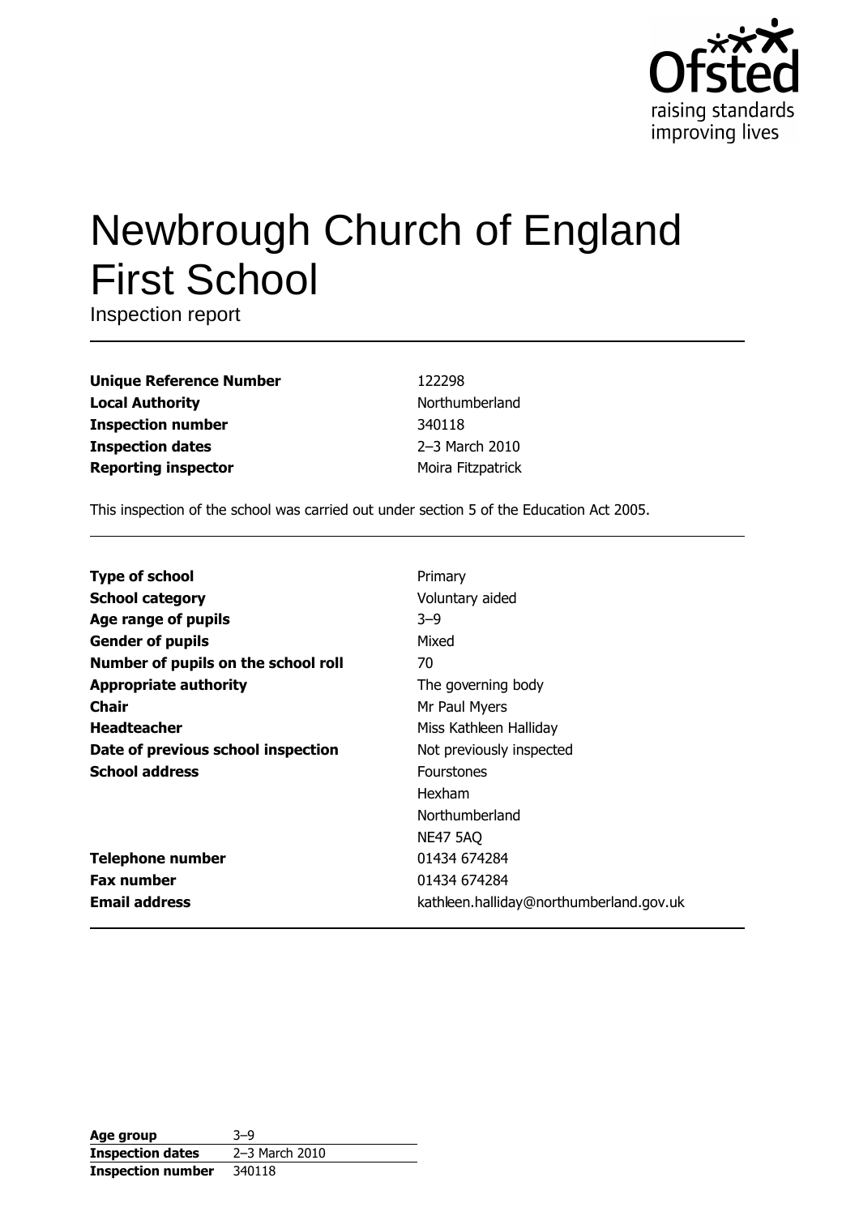# Newbrough Church of England First School

Inspection report

| | |
|---|---|
| **Unique Reference Number** | 122298 |
| **Local Authority** | Northumberland |
| **Inspection number** | 340118 |
| **Inspection dates** | 2–3 March 2010 |
| **Reporting inspector** | Moira Fitzpatrick |

This inspection of the school was carried out under section 5 of the Education Act 2005.

| | |
|---|---|
| **Type of school** | Primary |
| **School category** | Voluntary aided |
| **Age range of pupils** | 3–9 |
| **Gender of pupils** | Mixed |
| **Number of pupils on the school roll** | 70 |
| **Appropriate authority** | The governing body |
| **Chair** | Mr Paul Myers |
| **Headteacher** | Miss Kathleen Halliday |
| **Date of previous school inspection** | Not previously inspected |
| **School address** | Fourstones<br>Hexham<br>Northumberland<br>NE47 5AQ |
| **Telephone number** | 01434 674284 |
| **Fax number** | 01434 674284 |
| **Email address** | kathleen.halliday@northumberland.gov.uk |

| | |
|---|---|
| **Age group** | 3–9 |
| **Inspection dates** | 2–3 March 2010 |
| **Inspection number** | 340118 |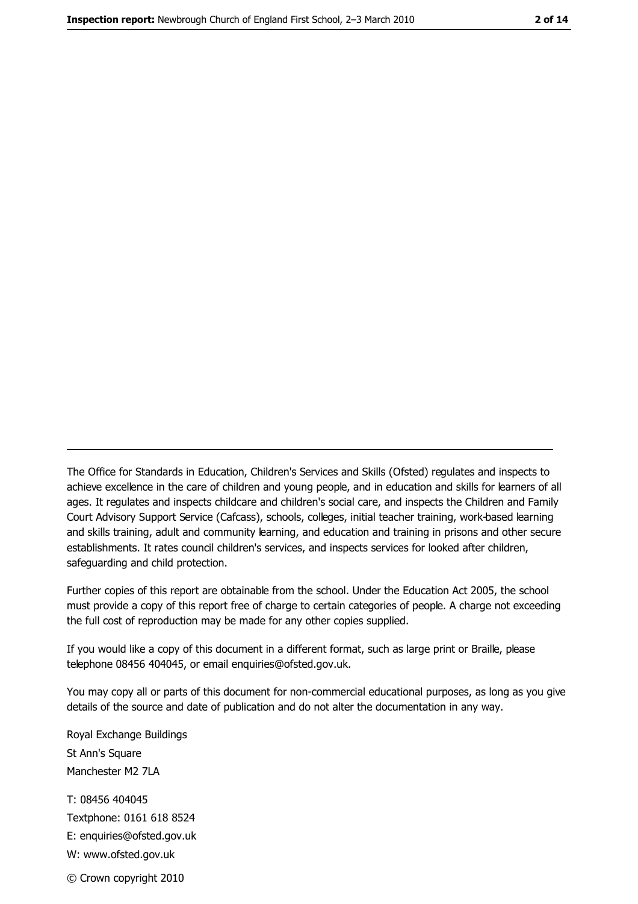The Office for Standards in Education, Children's Services and Skills (Ofsted) regulates and inspects to achieve excellence in the care of children and young people, and in education and skills for learners of all ages. It regulates and inspects childcare and children's social care, and inspects the Children and Family Court Advisory Support Service (Cafcass), schools, colleges, initial teacher training, work-based learning and skills training, adult and community learning, and education and training in prisons and other secure establishments. It rates council children's services, and inspects services for looked after children, safeguarding and child protection.

Further copies of this report are obtainable from the school. Under the Education Act 2005, the school must provide a copy of this report free of charge to certain categories of people. A charge not exceeding the full cost of reproduction may be made for any other copies supplied.

If you would like a copy of this document in a different format, such as large print or Braille, please telephone 08456 404045, or email enquiries@ofsted.gov.uk.

You may copy all or parts of this document for non-commercial educational purposes, as long as you give details of the source and date of publication and do not alter the documentation in any way.

Royal Exchange Buildings
St Ann's Square
Manchester M2 7LA

T: 08456 404045
Textphone: 0161 618 8524
E: enquiries@ofsted.gov.uk
W: www.ofsted.gov.uk

© Crown copyright 2010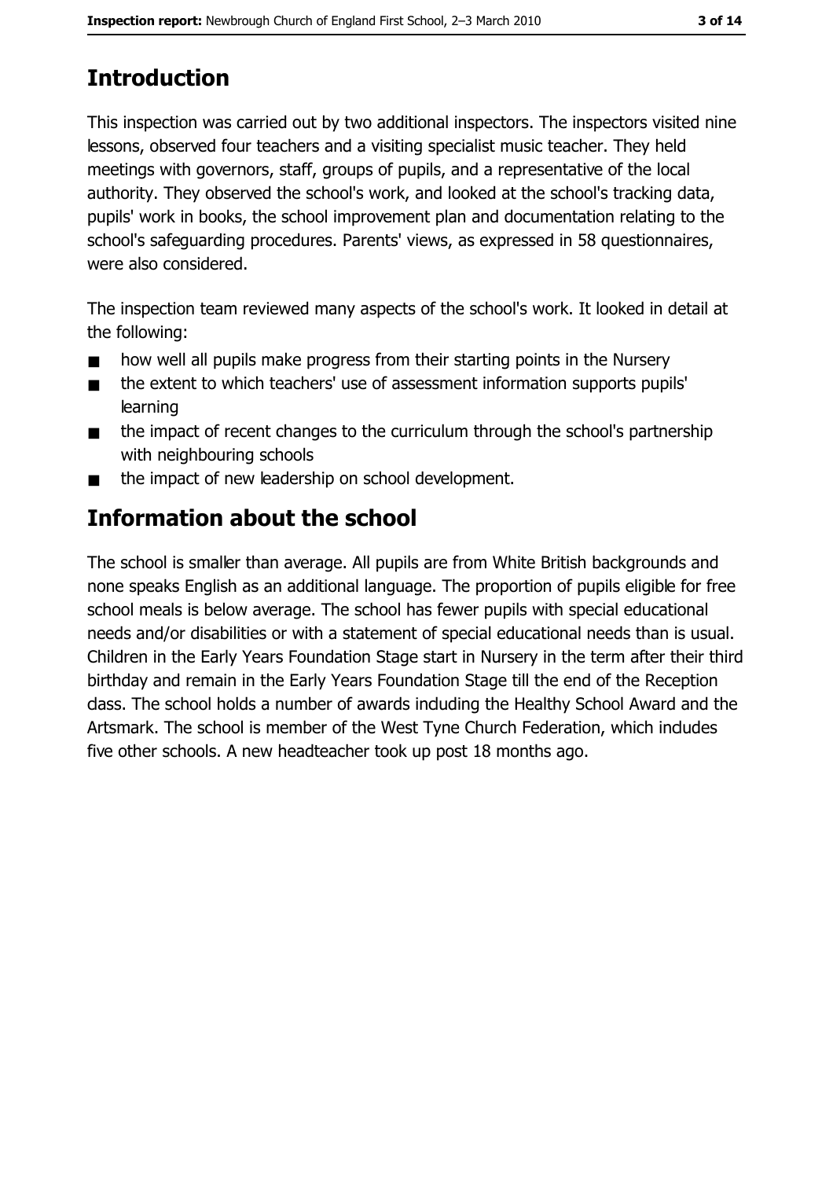## Introduction

This inspection was carried out by two additional inspectors. The inspectors visited nine lessons, observed four teachers and a visiting specialist music teacher. They held meetings with governors, staff, groups of pupils, and a representative of the local authority. They observed the school's work, and looked at the school's tracking data, pupils' work in books, the school improvement plan and documentation relating to the school's safeguarding procedures. Parents' views, as expressed in 58 questionnaires, were also considered.

The inspection team reviewed many aspects of the school's work. It looked in detail at the following:

- how well all pupils make progress from their starting points in the Nursery
- the extent to which teachers' use of assessment information supports pupils' learning
- the impact of recent changes to the curriculum through the school's partnership with neighbouring schools
- the impact of new leadership on school development.

## Information about the school

The school is smaller than average. All pupils are from White British backgrounds and none speaks English as an additional language. The proportion of pupils eligible for free school meals is below average. The school has fewer pupils with special educational needs and/or disabilities or with a statement of special educational needs than is usual. Children in the Early Years Foundation Stage start in Nursery in the term after their third birthday and remain in the Early Years Foundation Stage till the end of the Reception class. The school holds a number of awards including the Healthy School Award and the Artsmark. The school is member of the West Tyne Church Federation, which includes five other schools. A new headteacher took up post 18 months ago.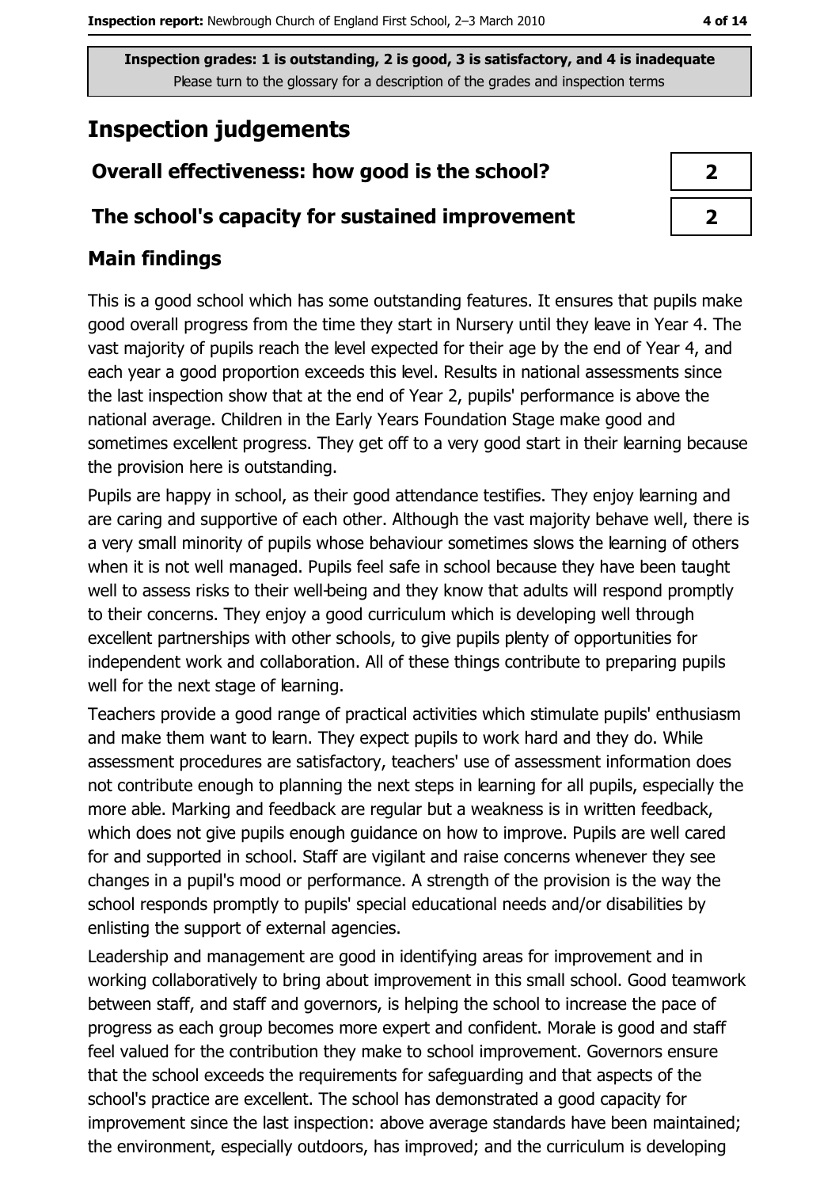Inspection grades: 1 is outstanding, 2 is good, 3 is satisfactory, and 4 is inadequate
Please turn to the glossary for a description of the grades and inspection terms

# Inspection judgements

| | |
|---|---|
| **Overall effectiveness: how good is the school?** | 2 |
| **The school's capacity for sustained improvement** | 2 |

## Main findings

This is a good school which has some outstanding features. It ensures that pupils make good overall progress from the time they start in Nursery until they leave in Year 4. The vast majority of pupils reach the level expected for their age by the end of Year 4, and each year a good proportion exceeds this level. Results in national assessments since the last inspection show that at the end of Year 2, pupils' performance is above the national average. Children in the Early Years Foundation Stage make good and sometimes excellent progress. They get off to a very good start in their learning because the provision here is outstanding.

Pupils are happy in school, as their good attendance testifies. They enjoy learning and are caring and supportive of each other. Although the vast majority behave well, there is a very small minority of pupils whose behaviour sometimes slows the learning of others when it is not well managed. Pupils feel safe in school because they have been taught well to assess risks to their well-being and they know that adults will respond promptly to their concerns. They enjoy a good curriculum which is developing well through excellent partnerships with other schools, to give pupils plenty of opportunities for independent work and collaboration. All of these things contribute to preparing pupils well for the next stage of learning.

Teachers provide a good range of practical activities which stimulate pupils' enthusiasm and make them want to learn. They expect pupils to work hard and they do. While assessment procedures are satisfactory, teachers' use of assessment information does not contribute enough to planning the next steps in learning for all pupils, especially the more able. Marking and feedback are regular but a weakness is in written feedback, which does not give pupils enough guidance on how to improve. Pupils are well cared for and supported in school. Staff are vigilant and raise concerns whenever they see changes in a pupil's mood or performance. A strength of the provision is the way the school responds promptly to pupils' special educational needs and/or disabilities by enlisting the support of external agencies.

Leadership and management are good in identifying areas for improvement and in working collaboratively to bring about improvement in this small school. Good teamwork between staff, and staff and governors, is helping the school to increase the pace of progress as each group becomes more expert and confident. Morale is good and staff feel valued for the contribution they make to school improvement. Governors ensure that the school exceeds the requirements for safeguarding and that aspects of the school's practice are excellent. The school has demonstrated a good capacity for improvement since the last inspection: above average standards have been maintained; the environment, especially outdoors, has improved; and the curriculum is developing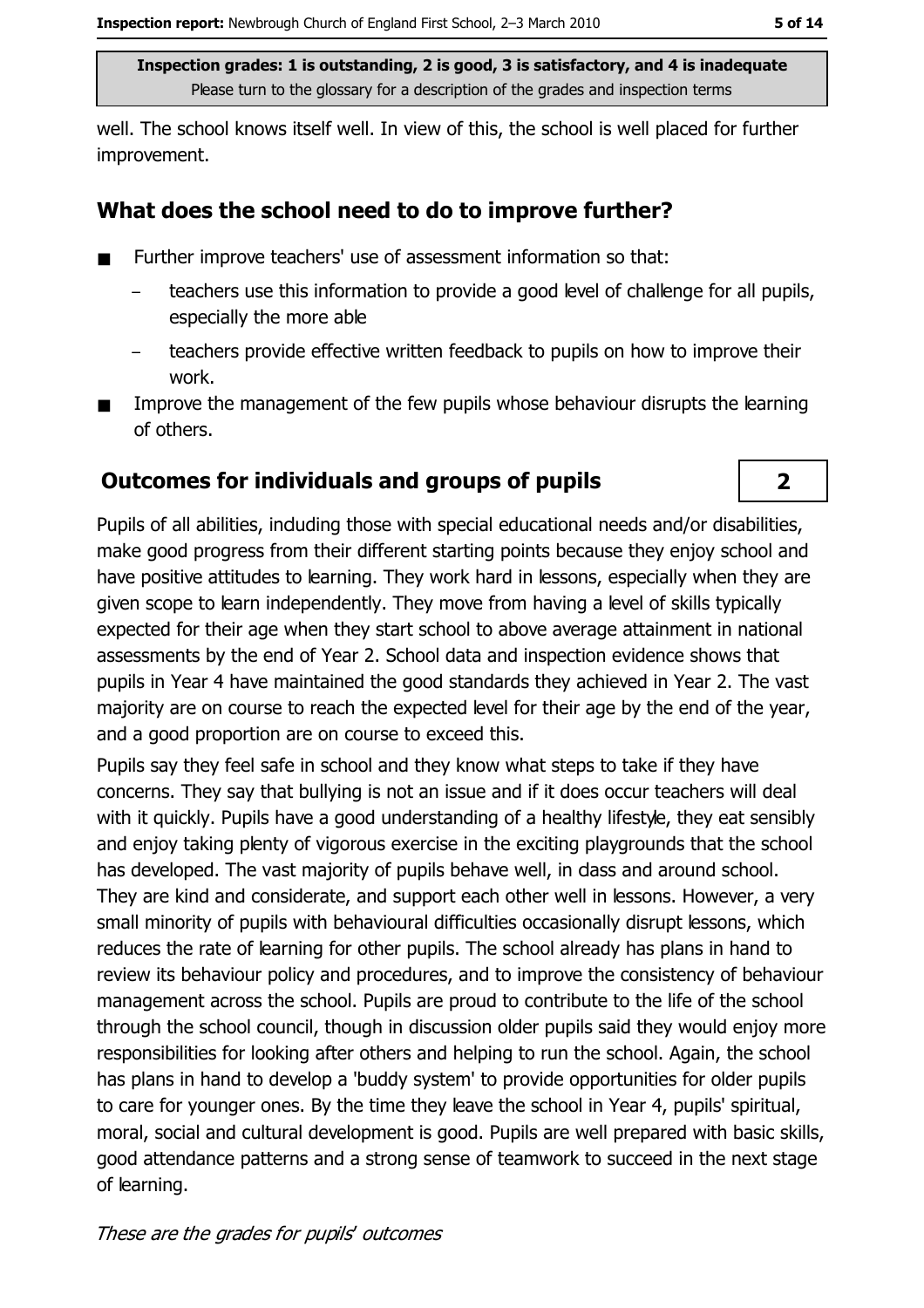well. The school knows itself well. In view of this, the school is well placed for further improvement.

## What does the school need to do to improve further?

- Further improve teachers' use of assessment information so that:
  - teachers use this information to provide a good level of challenge for all pupils, especially the more able
  - teachers provide effective written feedback to pupils on how to improve their work.
- Improve the management of the few pupils whose behaviour disrupts the learning of others.

## Outcomes for individuals and groups of pupils — 2

Pupils of all abilities, including those with special educational needs and/or disabilities, make good progress from their different starting points because they enjoy school and have positive attitudes to learning. They work hard in lessons, especially when they are given scope to learn independently. They move from having a level of skills typically expected for their age when they start school to above average attainment in national assessments by the end of Year 2. School data and inspection evidence shows that pupils in Year 4 have maintained the good standards they achieved in Year 2. The vast majority are on course to reach the expected level for their age by the end of the year, and a good proportion are on course to exceed this.

Pupils say they feel safe in school and they know what steps to take if they have concerns. They say that bullying is not an issue and if it does occur teachers will deal with it quickly. Pupils have a good understanding of a healthy lifestyle, they eat sensibly and enjoy taking plenty of vigorous exercise in the exciting playgrounds that the school has developed. The vast majority of pupils behave well, in class and around school. They are kind and considerate, and support each other well in lessons. However, a very small minority of pupils with behavioural difficulties occasionally disrupt lessons, which reduces the rate of learning for other pupils. The school already has plans in hand to review its behaviour policy and procedures, and to improve the consistency of behaviour management across the school. Pupils are proud to contribute to the life of the school through the school council, though in discussion older pupils said they would enjoy more responsibilities for looking after others and helping to run the school. Again, the school has plans in hand to develop a 'buddy system' to provide opportunities for older pupils to care for younger ones. By the time they leave the school in Year 4, pupils' spiritual, moral, social and cultural development is good. Pupils are well prepared with basic skills, good attendance patterns and a strong sense of teamwork to succeed in the next stage of learning.

*These are the grades for pupils' outcomes*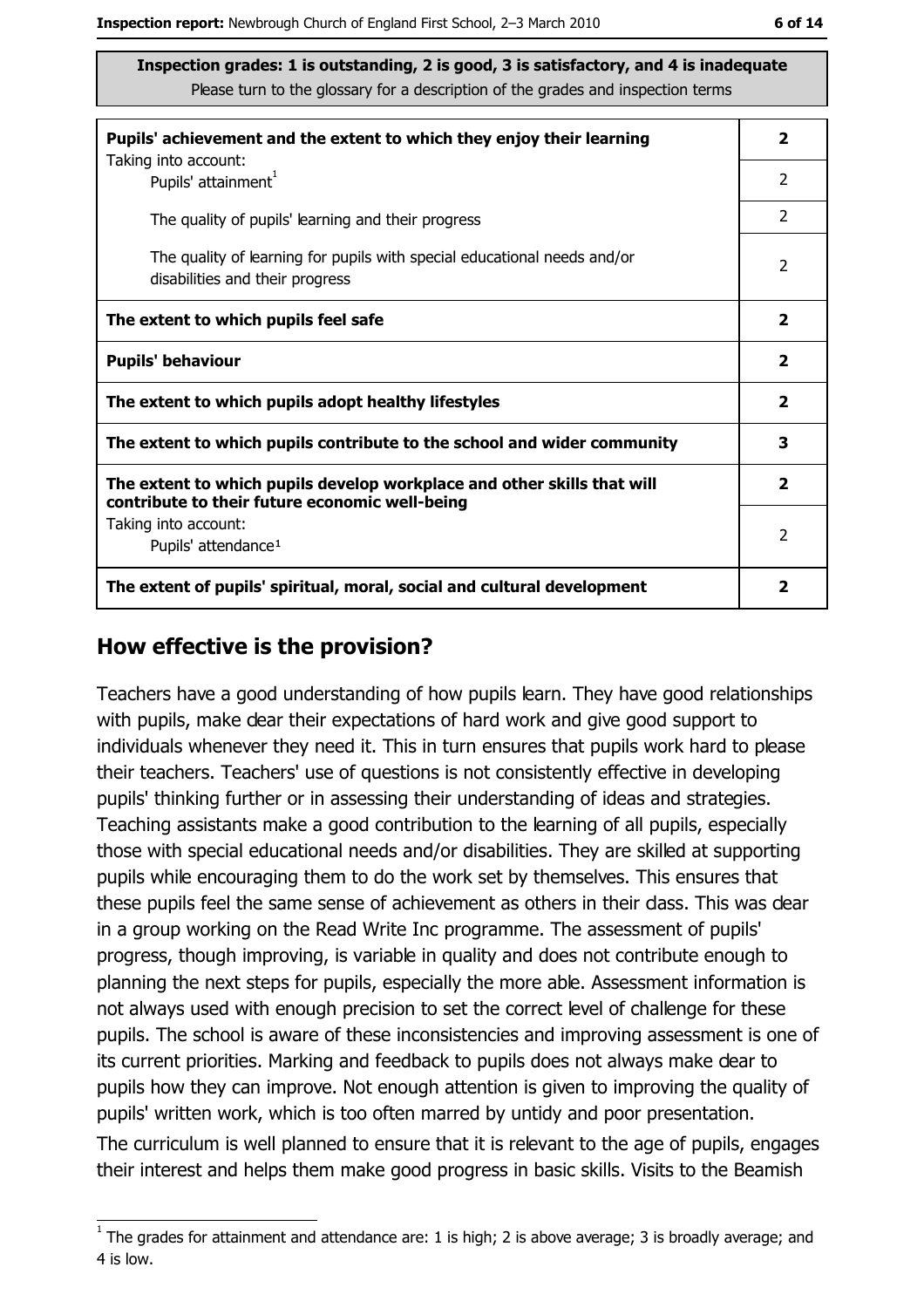**Inspection grades: 1 is outstanding, 2 is good, 3 is satisfactory, and 4 is inadequate**
Please turn to the glossary for a description of the grades and inspection terms

| | |
|---|---|
| **Pupils' achievement and the extent to which they enjoy their learning** Taking into account: | **2** |
| Pupils' attainment[1] | 2 |
| The quality of pupils' learning and their progress | 2 |
| The quality of learning for pupils with special educational needs and/or disabilities and their progress | 2 |
| **The extent to which pupils feel safe** | **2** |
| **Pupils' behaviour** | **2** |
| **The extent to which pupils adopt healthy lifestyles** | **2** |
| **The extent to which pupils contribute to the school and wider community** | **3** |
| **The extent to which pupils develop workplace and other skills that will contribute to their future economic well-being** | **2** |
| Taking into account: Pupils' attendance[1] | 2 |
| **The extent of pupils' spiritual, moral, social and cultural development** | **2** |

## How effective is the provision?

Teachers have a good understanding of how pupils learn. They have good relationships with pupils, make clear their expectations of hard work and give good support to individuals whenever they need it. This in turn ensures that pupils work hard to please their teachers. Teachers' use of questions is not consistently effective in developing pupils' thinking further or in assessing their understanding of ideas and strategies. Teaching assistants make a good contribution to the learning of all pupils, especially those with special educational needs and/or disabilities. They are skilled at supporting pupils while encouraging them to do the work set by themselves. This ensures that these pupils feel the same sense of achievement as others in their class. This was clear in a group working on the Read Write Inc programme. The assessment of pupils' progress, though improving, is variable in quality and does not contribute enough to planning the next steps for pupils, especially the more able. Assessment information is not always used with enough precision to set the correct level of challenge for these pupils. The school is aware of these inconsistencies and improving assessment is one of its current priorities. Marking and feedback to pupils does not always make clear to pupils how they can improve. Not enough attention is given to improving the quality of pupils' written work, which is too often marred by untidy and poor presentation.

The curriculum is well planned to ensure that it is relevant to the age of pupils, engages their interest and helps them make good progress in basic skills. Visits to the Beamish

[1] The grades for attainment and attendance are: 1 is high; 2 is above average; 3 is broadly average; and 4 is low.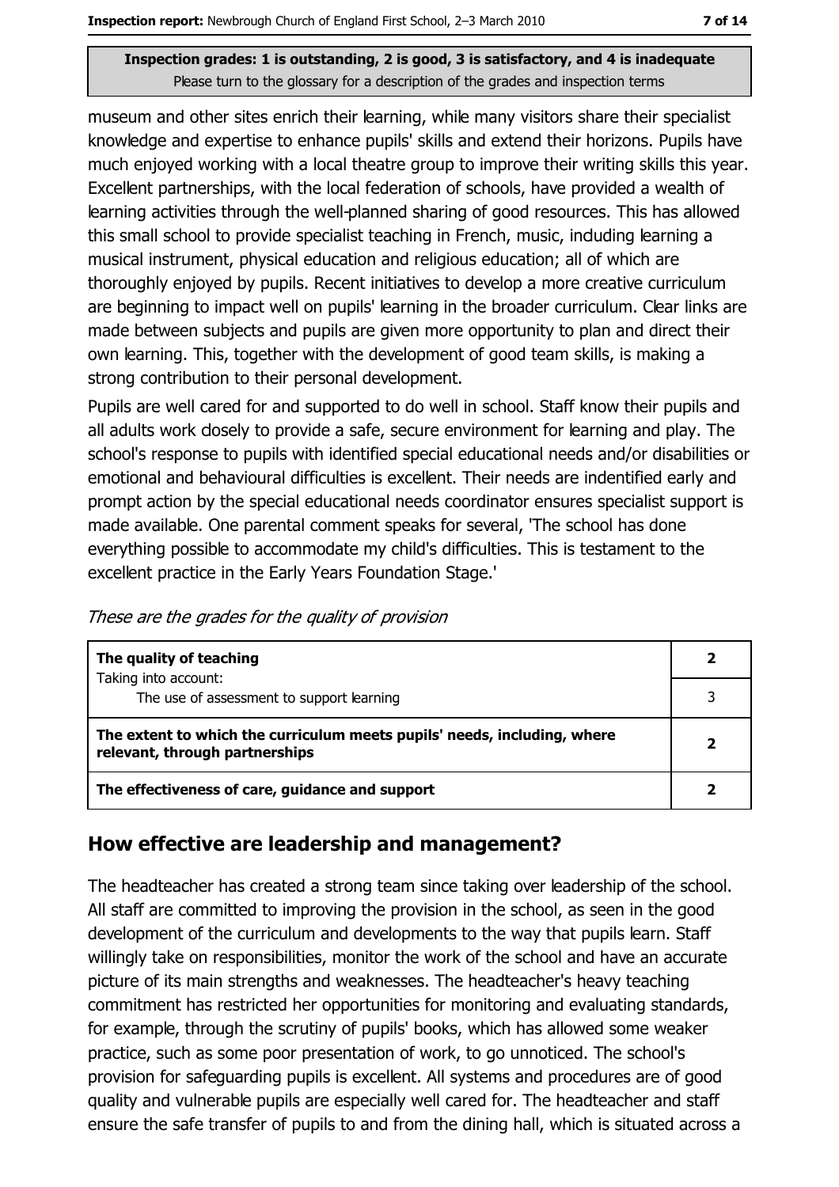**Inspection grades: 1 is outstanding, 2 is good, 3 is satisfactory, and 4 is inadequate**
Please turn to the glossary for a description of the grades and inspection terms

museum and other sites enrich their learning, while many visitors share their specialist knowledge and expertise to enhance pupils' skills and extend their horizons. Pupils have much enjoyed working with a local theatre group to improve their writing skills this year. Excellent partnerships, with the local federation of schools, have provided a wealth of learning activities through the well-planned sharing of good resources. This has allowed this small school to provide specialist teaching in French, music, including learning a musical instrument, physical education and religious education; all of which are thoroughly enjoyed by pupils. Recent initiatives to develop a more creative curriculum are beginning to impact well on pupils' learning in the broader curriculum. Clear links are made between subjects and pupils are given more opportunity to plan and direct their own learning. This, together with the development of good team skills, is making a strong contribution to their personal development.

Pupils are well cared for and supported to do well in school. Staff know their pupils and all adults work closely to provide a safe, secure environment for learning and play. The school's response to pupils with identified special educational needs and/or disabilities or emotional and behavioural difficulties is excellent. Their needs are indentified early and prompt action by the special educational needs coordinator ensures specialist support is made available. One parental comment speaks for several, 'The school has done everything possible to accommodate my child's difficulties. This is testament to the excellent practice in the Early Years Foundation Stage.'

*These are the grades for the quality of provision*

| | |
|---|---|
| **The quality of teaching**<br>Taking into account:<br>The use of assessment to support learning | **2**<br><br>3 |
| **The extent to which the curriculum meets pupils' needs, including, where relevant, through partnerships** | **2** |
| **The effectiveness of care, guidance and support** | **2** |

## How effective are leadership and management?

The headteacher has created a strong team since taking over leadership of the school. All staff are committed to improving the provision in the school, as seen in the good development of the curriculum and developments to the way that pupils learn. Staff willingly take on responsibilities, monitor the work of the school and have an accurate picture of its main strengths and weaknesses. The headteacher's heavy teaching commitment has restricted her opportunities for monitoring and evaluating standards, for example, through the scrutiny of pupils' books, which has allowed some weaker practice, such as some poor presentation of work, to go unnoticed. The school's provision for safeguarding pupils is excellent. All systems and procedures are of good quality and vulnerable pupils are especially well cared for. The headteacher and staff ensure the safe transfer of pupils to and from the dining hall, which is situated across a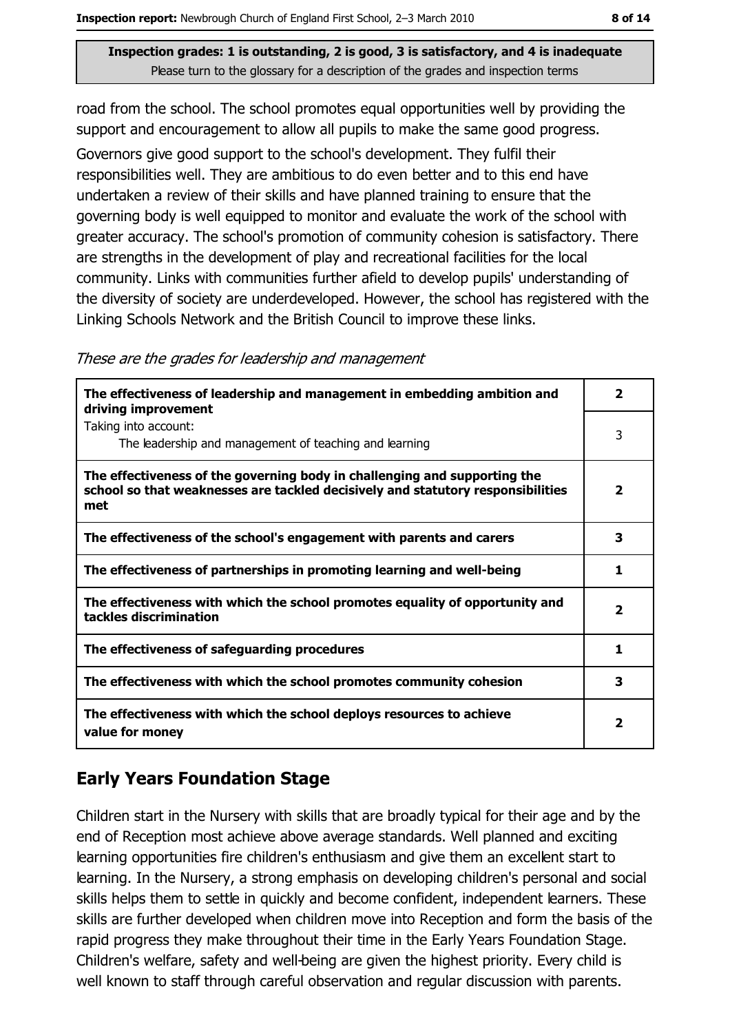road from the school. The school promotes equal opportunities well by providing the support and encouragement to allow all pupils to make the same good progress.

Governors give good support to the school's development. They fulfil their responsibilities well. They are ambitious to do even better and to this end have undertaken a review of their skills and have planned training to ensure that the governing body is well equipped to monitor and evaluate the work of the school with greater accuracy. The school's promotion of community cohesion is satisfactory. There are strengths in the development of play and recreational facilities for the local community. Links with communities further afield to develop pupils' understanding of the diversity of society are underdeveloped. However, the school has registered with the Linking Schools Network and the British Council to improve these links.

*These are the grades for leadership and management*

| | |
|---|---|
| **The effectiveness of leadership and management in embedding ambition and driving improvement** | **2** |
| Taking into account: The leadership and management of teaching and learning | 3 |
| **The effectiveness of the governing body in challenging and supporting the school so that weaknesses are tackled decisively and statutory responsibilities met** | **2** |
| **The effectiveness of the school's engagement with parents and carers** | **3** |
| **The effectiveness of partnerships in promoting learning and well-being** | **1** |
| **The effectiveness with which the school promotes equality of opportunity and tackles discrimination** | **2** |
| **The effectiveness of safeguarding procedures** | **1** |
| **The effectiveness with which the school promotes community cohesion** | **3** |
| **The effectiveness with which the school deploys resources to achieve value for money** | **2** |

## Early Years Foundation Stage

Children start in the Nursery with skills that are broadly typical for their age and by the end of Reception most achieve above average standards. Well planned and exciting learning opportunities fire children's enthusiasm and give them an excellent start to learning. In the Nursery, a strong emphasis on developing children's personal and social skills helps them to settle in quickly and become confident, independent learners. These skills are further developed when children move into Reception and form the basis of the rapid progress they make throughout their time in the Early Years Foundation Stage. Children's welfare, safety and well-being are given the highest priority. Every child is well known to staff through careful observation and regular discussion with parents.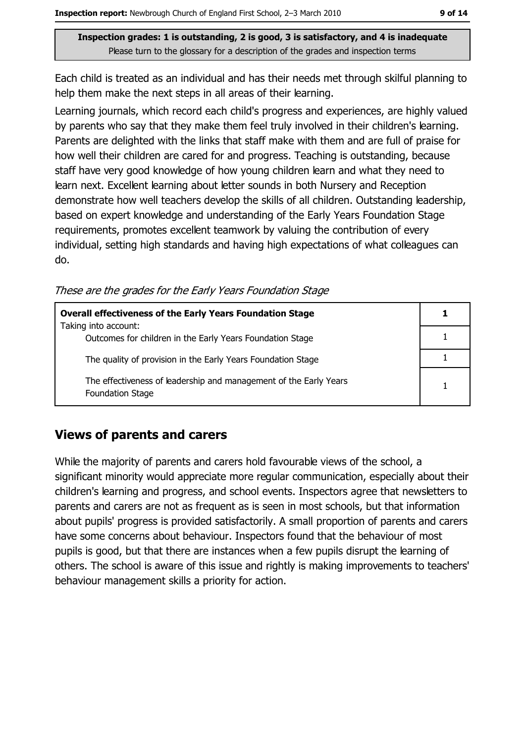**Inspection grades: 1 is outstanding, 2 is good, 3 is satisfactory, and 4 is inadequate**
Please turn to the glossary for a description of the grades and inspection terms

Each child is treated as an individual and has their needs met through skilful planning to help them make the next steps in all areas of their learning.

Learning journals, which record each child's progress and experiences, are highly valued by parents who say that they make them feel truly involved in their children's learning. Parents are delighted with the links that staff make with them and are full of praise for how well their children are cared for and progress. Teaching is outstanding, because staff have very good knowledge of how young children learn and what they need to learn next. Excellent learning about letter sounds in both Nursery and Reception demonstrate how well teachers develop the skills of all children. Outstanding leadership, based on expert knowledge and understanding of the Early Years Foundation Stage requirements, promotes excellent teamwork by valuing the contribution of every individual, setting high standards and having high expectations of what colleagues can do.

*These are the grades for the Early Years Foundation Stage*

| **Overall effectiveness of the Early Years Foundation Stage**<br>Taking into account: | **1** |
|---|---|
| Outcomes for children in the Early Years Foundation Stage | 1 |
| The quality of provision in the Early Years Foundation Stage | 1 |
| The effectiveness of leadership and management of the Early Years Foundation Stage | 1 |

## Views of parents and carers

While the majority of parents and carers hold favourable views of the school, a significant minority would appreciate more regular communication, especially about their children's learning and progress, and school events. Inspectors agree that newsletters to parents and carers are not as frequent as is seen in most schools, but that information about pupils' progress is provided satisfactorily. A small proportion of parents and carers have some concerns about behaviour. Inspectors found that the behaviour of most pupils is good, but that there are instances when a few pupils disrupt the learning of others. The school is aware of this issue and rightly is making improvements to teachers' behaviour management skills a priority for action.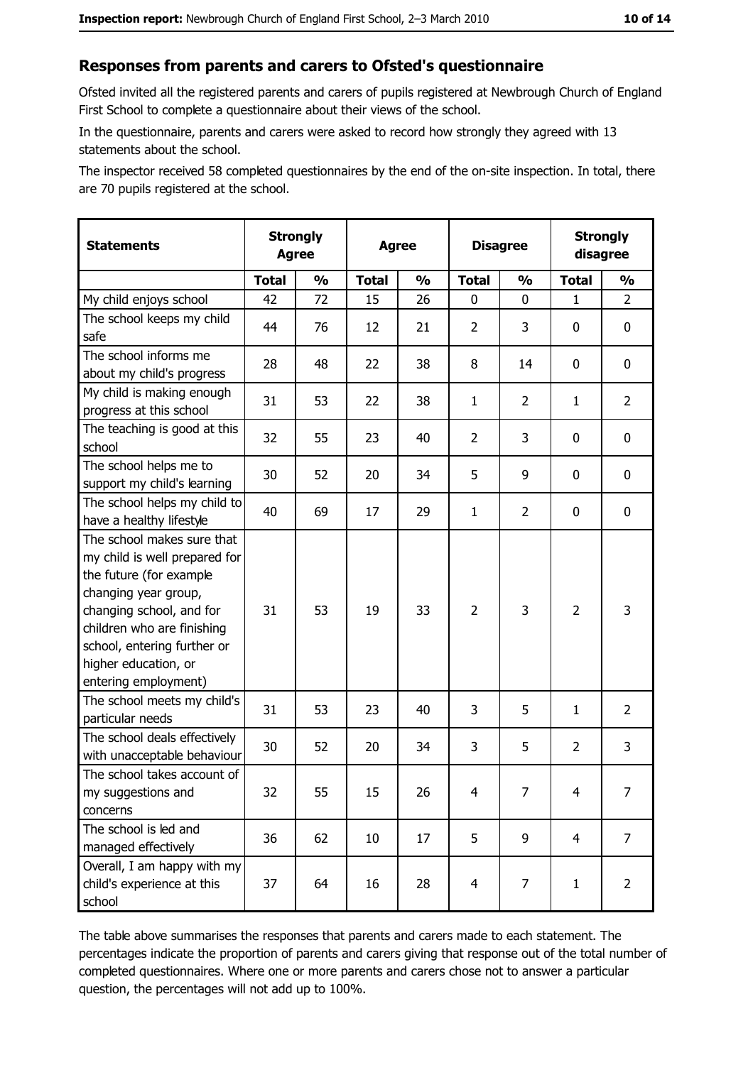## Responses from parents and carers to Ofsted's questionnaire

Ofsted invited all the registered parents and carers of pupils registered at Newbrough Church of England First School to complete a questionnaire about their views of the school.

In the questionnaire, parents and carers were asked to record how strongly they agreed with 13 statements about the school.

The inspector received 58 completed questionnaires by the end of the on-site inspection. In total, there are 70 pupils registered at the school.

| Statements | Strongly Agree | | Agree | | Disagree | | Strongly disagree | |
|---|---|---|---|---|---|---|---|---|
| | Total | % | Total | % | Total | % | Total | % |
| My child enjoys school | 42 | 72 | 15 | 26 | 0 | 0 | 1 | 2 |
| The school keeps my child safe | 44 | 76 | 12 | 21 | 2 | 3 | 0 | 0 |
| The school informs me about my child's progress | 28 | 48 | 22 | 38 | 8 | 14 | 0 | 0 |
| My child is making enough progress at this school | 31 | 53 | 22 | 38 | 1 | 2 | 1 | 2 |
| The teaching is good at this school | 32 | 55 | 23 | 40 | 2 | 3 | 0 | 0 |
| The school helps me to support my child's learning | 30 | 52 | 20 | 34 | 5 | 9 | 0 | 0 |
| The school helps my child to have a healthy lifestyle | 40 | 69 | 17 | 29 | 1 | 2 | 0 | 0 |
| The school makes sure that my child is well prepared for the future (for example changing year group, changing school, and for children who are finishing school, entering further or higher education, or entering employment) | 31 | 53 | 19 | 33 | 2 | 3 | 2 | 3 |
| The school meets my child's particular needs | 31 | 53 | 23 | 40 | 3 | 5 | 1 | 2 |
| The school deals effectively with unacceptable behaviour | 30 | 52 | 20 | 34 | 3 | 5 | 2 | 3 |
| The school takes account of my suggestions and concerns | 32 | 55 | 15 | 26 | 4 | 7 | 4 | 7 |
| The school is led and managed effectively | 36 | 62 | 10 | 17 | 5 | 9 | 4 | 7 |
| Overall, I am happy with my child's experience at this school | 37 | 64 | 16 | 28 | 4 | 7 | 1 | 2 |

The table above summarises the responses that parents and carers made to each statement. The percentages indicate the proportion of parents and carers giving that response out of the total number of completed questionnaires. Where one or more parents and carers chose not to answer a particular question, the percentages will not add up to 100%.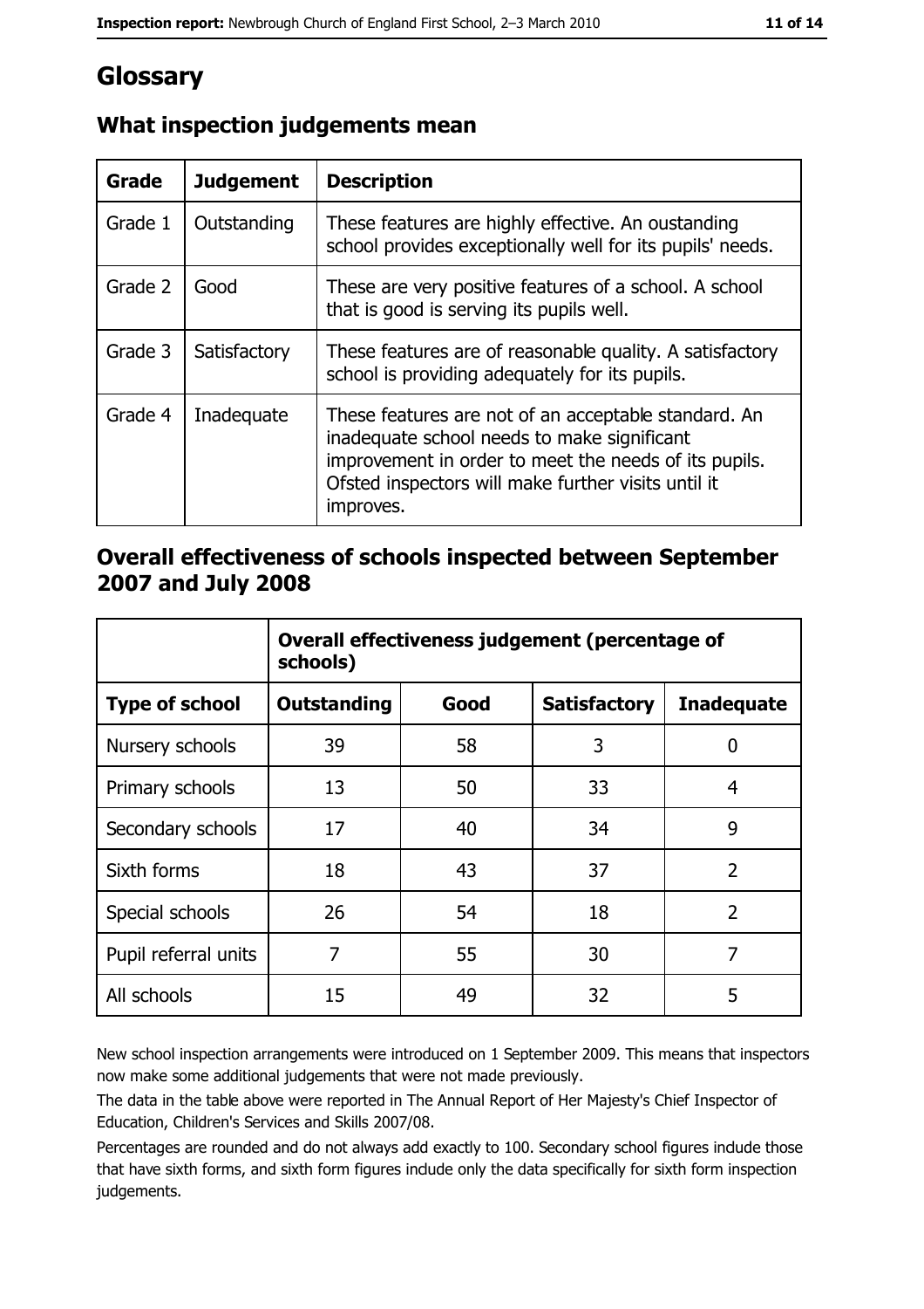# Glossary

## What inspection judgements mean

| Grade | Judgement | Description |
|---|---|---|
| Grade 1 | Outstanding | These features are highly effective. An oustanding school provides exceptionally well for its pupils' needs. |
| Grade 2 | Good | These are very positive features of a school. A school that is good is serving its pupils well. |
| Grade 3 | Satisfactory | These features are of reasonable quality. A satisfactory school is providing adequately for its pupils. |
| Grade 4 | Inadequate | These features are not of an acceptable standard. An inadequate school needs to make significant improvement in order to meet the needs of its pupils. Ofsted inspectors will make further visits until it improves. |

## Overall effectiveness of schools inspected between September 2007 and July 2008

| | Overall effectiveness judgement (percentage of schools) | | | |
|---|---|---|---|---|
| **Type of school** | **Outstanding** | **Good** | **Satisfactory** | **Inadequate** |
| Nursery schools | 39 | 58 | 3 | 0 |
| Primary schools | 13 | 50 | 33 | 4 |
| Secondary schools | 17 | 40 | 34 | 9 |
| Sixth forms | 18 | 43 | 37 | 2 |
| Special schools | 26 | 54 | 18 | 2 |
| Pupil referral units | 7 | 55 | 30 | 7 |
| All schools | 15 | 49 | 32 | 5 |

New school inspection arrangements were introduced on 1 September 2009. This means that inspectors now make some additional judgements that were not made previously.

The data in the table above were reported in The Annual Report of Her Majesty's Chief Inspector of Education, Children's Services and Skills 2007/08.

Percentages are rounded and do not always add exactly to 100. Secondary school figures include those that have sixth forms, and sixth form figures include only the data specifically for sixth form inspection judgements.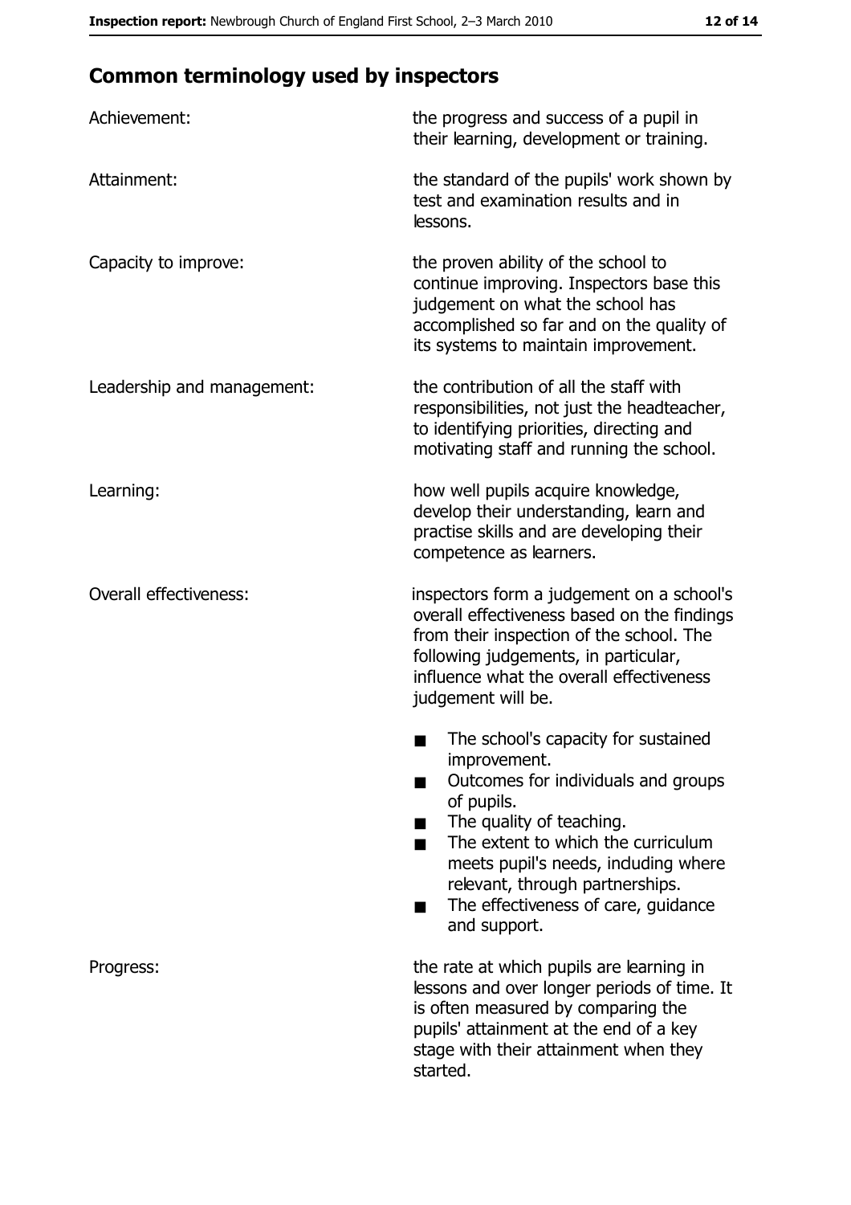## Common terminology used by inspectors

| | |
|---|---|
| Achievement: | the progress and success of a pupil in their learning, development or training. |
| Attainment: | the standard of the pupils' work shown by test and examination results and in lessons. |
| Capacity to improve: | the proven ability of the school to continue improving. Inspectors base this judgement on what the school has accomplished so far and on the quality of its systems to maintain improvement. |
| Leadership and management: | the contribution of all the staff with responsibilities, not just the headteacher, to identifying priorities, directing and motivating staff and running the school. |
| Learning: | how well pupils acquire knowledge, develop their understanding, learn and practise skills and are developing their competence as learners. |
| Overall effectiveness: | inspectors form a judgement on a school's overall effectiveness based on the findings from their inspection of the school. The following judgements, in particular, influence what the overall effectiveness judgement will be.<br><br>■ The school's capacity for sustained improvement.<br>■ Outcomes for individuals and groups of pupils.<br>■ The quality of teaching.<br>■ The extent to which the curriculum meets pupil's needs, including where relevant, through partnerships.<br>■ The effectiveness of care, guidance and support. |
| Progress: | the rate at which pupils are learning in lessons and over longer periods of time. It is often measured by comparing the pupils' attainment at the end of a key stage with their attainment when they started. |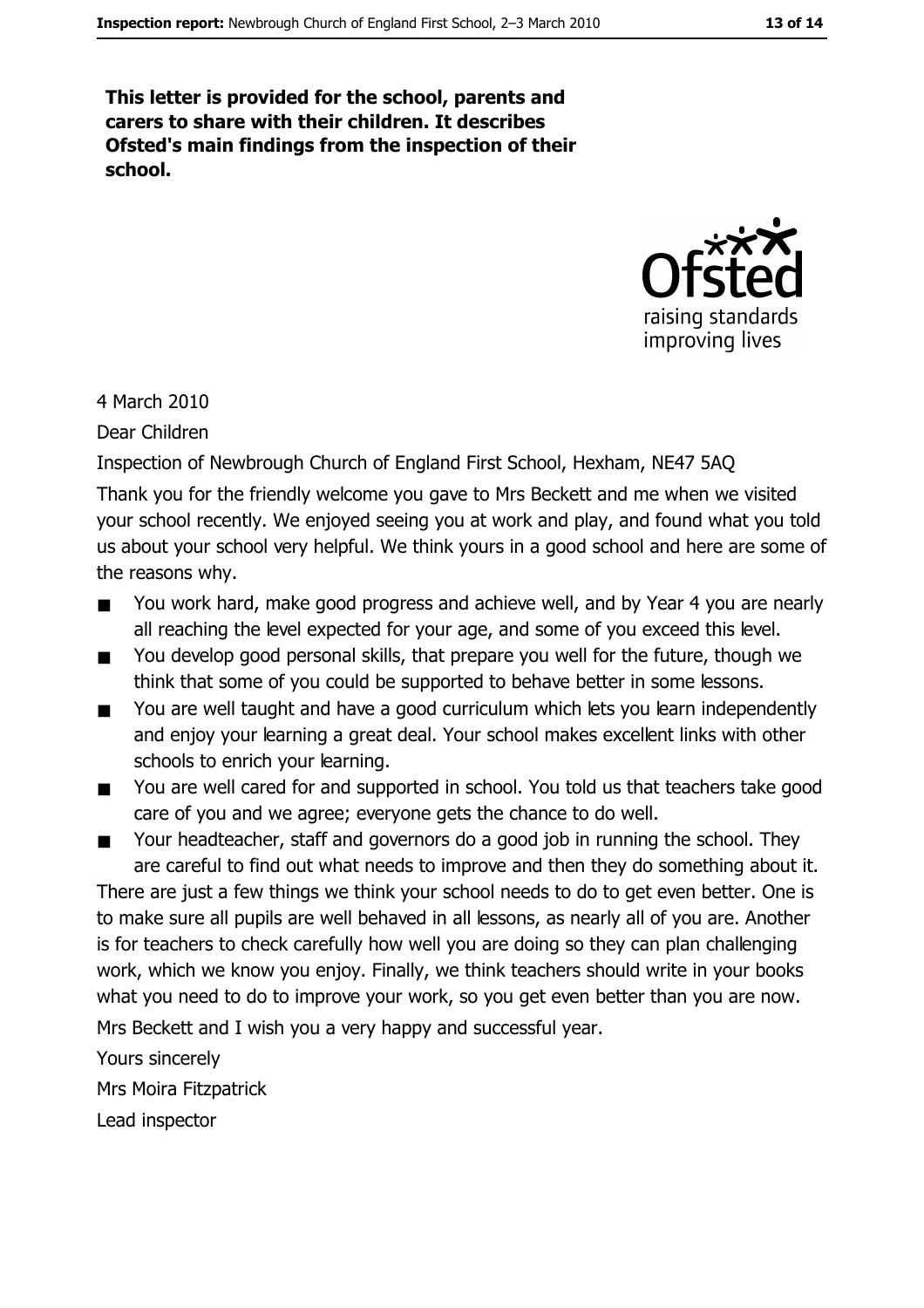**This letter is provided for the school, parents and carers to share with their children. It describes Ofsted's main findings from the inspection of their school.**

4 March 2010

Dear Children

Inspection of Newbrough Church of England First School, Hexham, NE47 5AQ

Thank you for the friendly welcome you gave to Mrs Beckett and me when we visited your school recently. We enjoyed seeing you at work and play, and found what you told us about your school very helpful. We think yours in a good school and here are some of the reasons why.

- You work hard, make good progress and achieve well, and by Year 4 you are nearly all reaching the level expected for your age, and some of you exceed this level.
- You develop good personal skills, that prepare you well for the future, though we think that some of you could be supported to behave better in some lessons.
- You are well taught and have a good curriculum which lets you learn independently and enjoy your learning a great deal. Your school makes excellent links with other schools to enrich your learning.
- You are well cared for and supported in school. You told us that teachers take good care of you and we agree; everyone gets the chance to do well.
- Your headteacher, staff and governors do a good job in running the school. They are careful to find out what needs to improve and then they do something about it.

There are just a few things we think your school needs to do to get even better. One is to make sure all pupils are well behaved in all lessons, as nearly all of you are. Another is for teachers to check carefully how well you are doing so they can plan challenging work, which we know you enjoy. Finally, we think teachers should write in your books what you need to do to improve your work, so you get even better than you are now.

Mrs Beckett and I wish you a very happy and successful year.

Yours sincerely

Mrs Moira Fitzpatrick

Lead inspector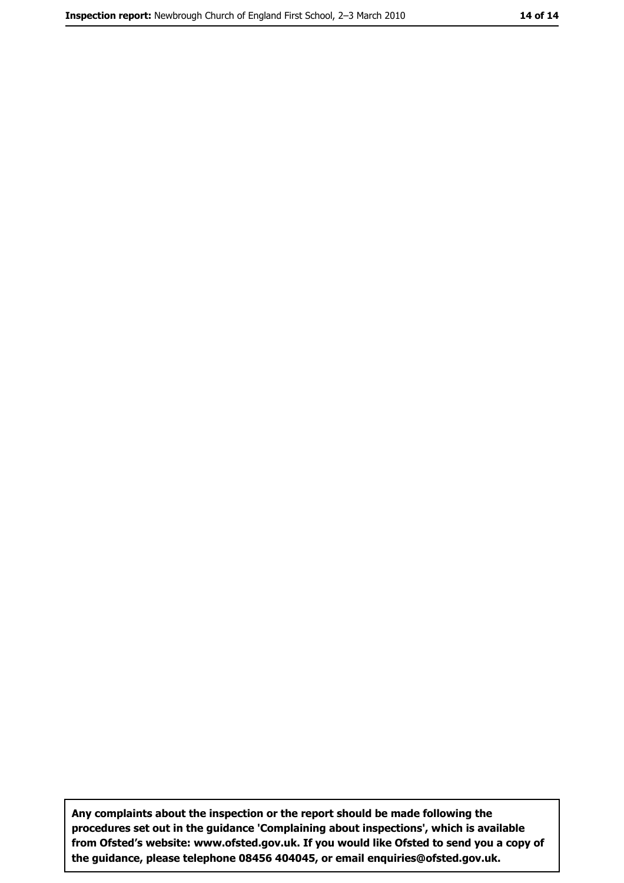**Any complaints about the inspection or the report should be made following the procedures set out in the guidance 'Complaining about inspections', which is available from Ofsted's website: www.ofsted.gov.uk. If you would like Ofsted to send you a copy of the guidance, please telephone 08456 404045, or email enquiries@ofsted.gov.uk.**